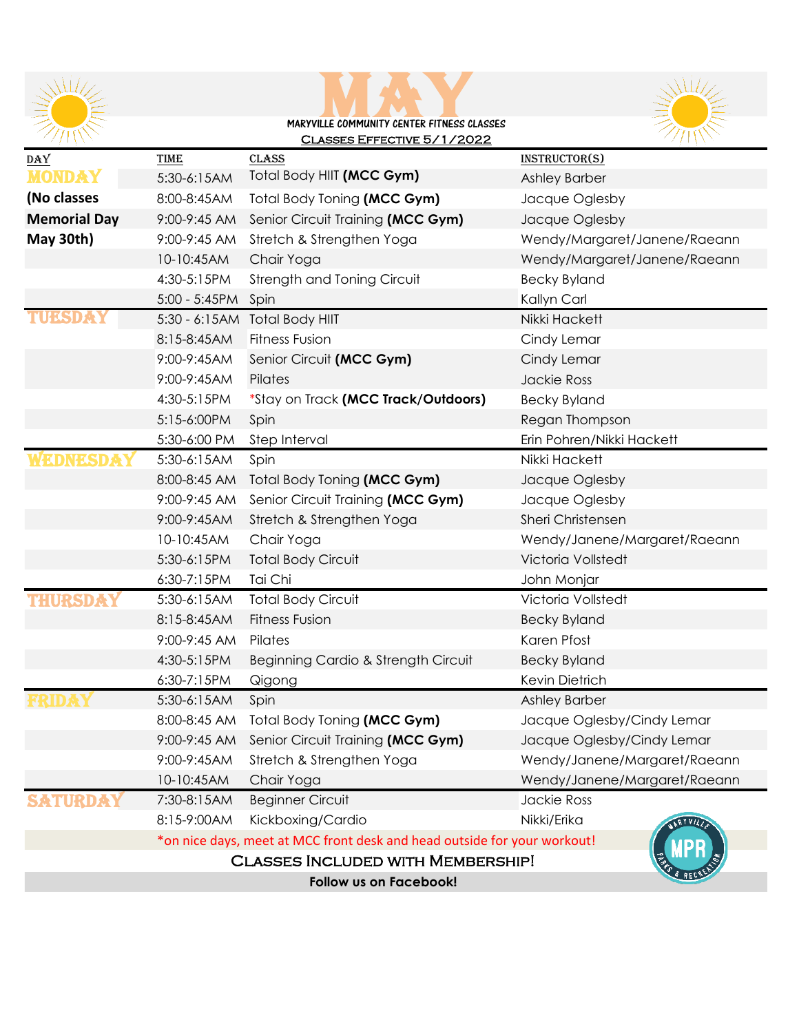# MAY

**MARYVILLE COMMUNITY CENTER FITNESS CLASSES**

Classes Effective 5/1/2022

| DAY | TIME | CLASS | INSTRUCTOR(S) |
|---|---|---|---|
| **MONDAY** | 5:30-6:15AM | Total Body HIIT **(MCC Gym)** | Ashley Barber |
| **(No classes** | 8:00-8:45AM | Total Body Toning **(MCC Gym)** | Jacque Oglesby |
| **Memorial Day** | 9:00-9:45 AM | Senior Circuit Training **(MCC Gym)** | Jacque Oglesby |
| **May 30th)** | 9:00-9:45 AM | Stretch & Strengthen Yoga | Wendy/Margaret/Janene/Raeann |
| | 10-10:45AM | Chair Yoga | Wendy/Margaret/Janene/Raeann |
| | 4:30-5:15PM | Strength and Toning Circuit | Becky Byland |
| | 5:00 - 5:45PM | Spin | Kallyn Carl |
| **TUESDAY** | 5:30 - 6:15AM | Total Body HIIT | Nikki Hackett |
| | 8:15-8:45AM | Fitness Fusion | Cindy Lemar |
| | 9:00-9:45AM | Senior Circuit **(MCC Gym)** | Cindy Lemar |
| | 9:00-9:45AM | Pilates | Jackie Ross |
| | 4:30-5:15PM | *Stay on Track **(MCC Track/Outdoors)** | Becky Byland |
| | 5:15-6:00PM | Spin | Regan Thompson |
| | 5:30-6:00 PM | Step Interval | Erin Pohren/Nikki Hackett |
| **WEDNESDAY** | 5:30-6:15AM | Spin | Nikki Hackett |
| | 8:00-8:45 AM | Total Body Toning **(MCC Gym)** | Jacque Oglesby |
| | 9:00-9:45 AM | Senior Circuit Training **(MCC Gym)** | Jacque Oglesby |
| | 9:00-9:45AM | Stretch & Strengthen Yoga | Sheri Christensen |
| | 10-10:45AM | Chair Yoga | Wendy/Janene/Margaret/Raeann |
| | 5:30-6:15PM | Total Body Circuit | Victoria Vollstedt |
| | 6:30-7:15PM | Tai Chi | John Monjar |
| **THURSDAY** | 5:30-6:15AM | Total Body Circuit | Victoria Vollstedt |
| | 8:15-8:45AM | Fitness Fusion | Becky Byland |
| | 9:00-9:45 AM | Pilates | Karen Pfost |
| | 4:30-5:15PM | Beginning Cardio & Strength Circuit | Becky Byland |
| | 6:30-7:15PM | Qigong | Kevin Dietrich |
| **FRIDAY** | 5:30-6:15AM | Spin | Ashley Barber |
| | 8:00-8:45 AM | Total Body Toning **(MCC Gym)** | Jacque Oglesby/Cindy Lemar |
| | 9:00-9:45 AM | Senior Circuit Training **(MCC Gym)** | Jacque Oglesby/Cindy Lemar |
| | 9:00-9:45AM | Stretch & Strengthen Yoga | Wendy/Janene/Margaret/Raeann |
| | 10-10:45AM | Chair Yoga | Wendy/Janene/Margaret/Raeann |
| **SATURDAY** | 7:30-8:15AM | Beginner Circuit | Jackie Ross |
| | 8:15-9:00AM | Kickboxing/Cardio | Nikki/Erika |

*on nice days, meet at MCC front desk and head outside for your workout!

Classes Included with Membership!

**Follow us on Facebook!**